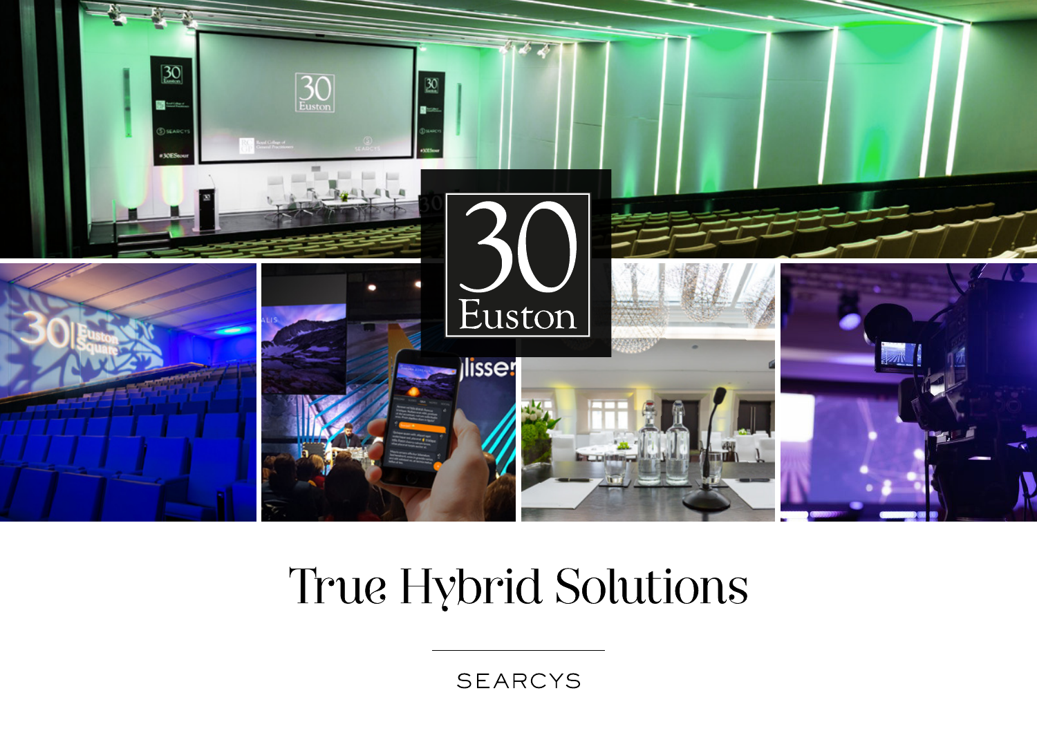30 Euston

# True Hybrid Solutions

SEARCYS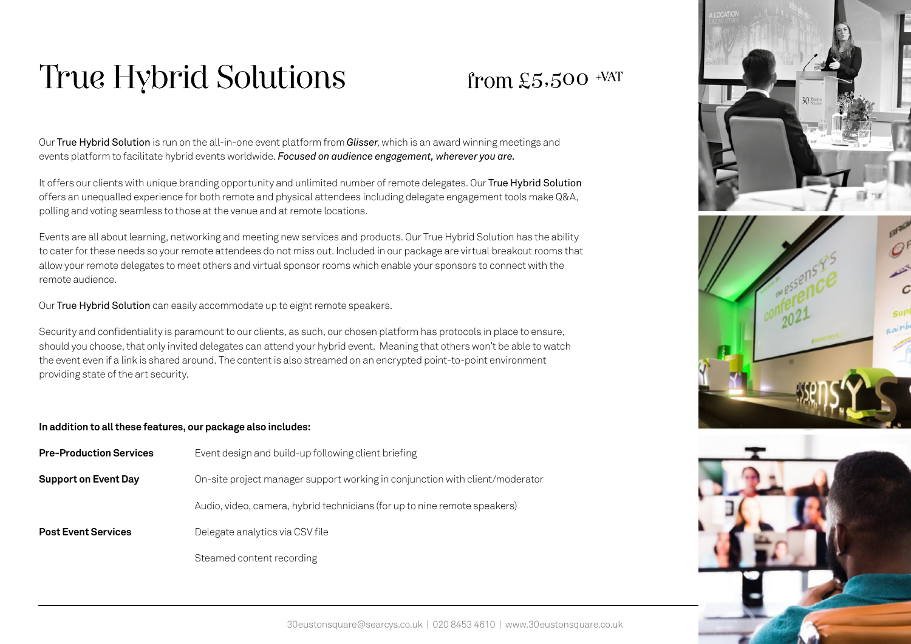# True Hybrid Solutions

from £5,500 +VAT

Our True Hybrid Solution is run on the all-in-one event platform from ***Glisser***, which is an award winning meetings and events platform to facilitate hybrid events worldwide. ***Focused on audience engagement, wherever you are.***

It offers our clients with unique branding opportunity and unlimited number of remote delegates. Our True Hybrid Solution offers an unequalled experience for both remote and physical attendees including delegate engagement tools make Q&A, polling and voting seamless to those at the venue and at remote locations.

Events are all about learning, networking and meeting new services and products. Our True Hybrid Solution has the ability to cater for these needs so your remote attendees do not miss out. Included in our package are virtual breakout rooms that allow your remote delegates to meet others and virtual sponsor rooms which enable your sponsors to connect with the remote audience.

Our True Hybrid Solution can easily accommodate up to eight remote speakers.

Security and confidentiality is paramount to our clients, as such, our chosen platform has protocols in place to ensure, should you choose, that only invited delegates can attend your hybrid event. Meaning that others won't be able to watch the event even if a link is shared around. The content is also streamed on an encrypted point-to-point environment providing state of the art security.

**In addition to all these features, our package also includes:**

| | |
|---|---|
| **Pre-Production Services** | Event design and build-up following client briefing |
| **Support on Event Day** | On-site project manager support working in conjunction with client/moderator |
| | Audio, video, camera, hybrid technicians (for up to nine remote speakers) |
| **Post Event Services** | Delegate analytics via CSV file |
| | Steamed content recording |

30eustonsquare@searcys.co.uk | 020 8453 4610 | www.30eustonsquare.co.uk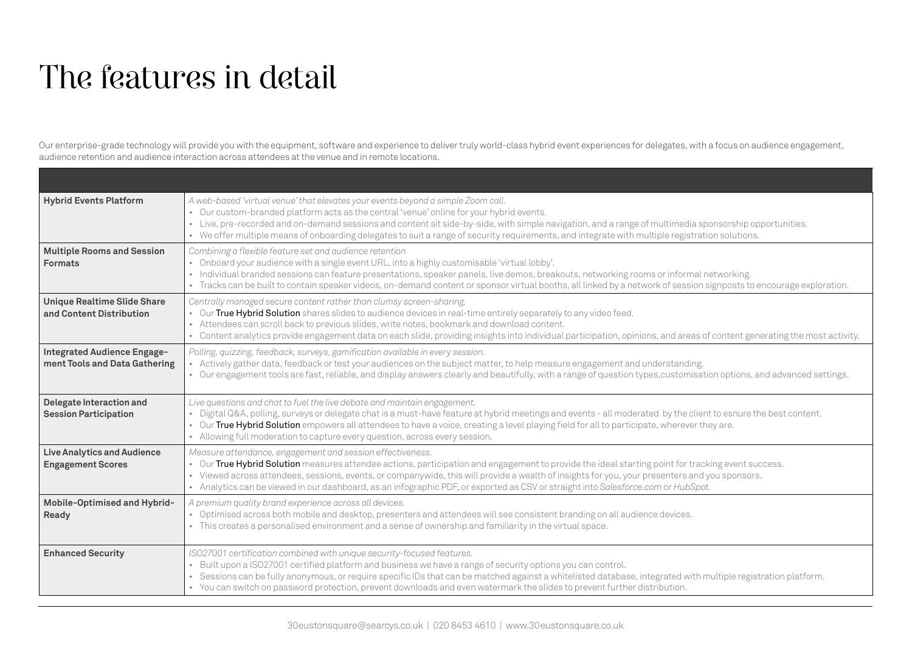# The features in detail

Our enterprise-grade technology will provide you with the equipment, software and experience to deliver truly world-class hybrid event experiences for delegates, with a focus on audience engagement, audience retention and audience interaction across attendees at the venue and in remote locations.

| | |
|---|---|
| **Hybrid Events Platform** | *A web-based 'virtual venue' that elevates your events beyond a simple Zoom call.*<br>• Our custom-branded platform acts as the central 'venue' online for your hybrid events.<br>• Live, pre-recorded and on-demand sessions and content sit side-by-side, with simple navigation, and a range of multimedia sponsorship opportunities.<br>• We offer multiple means of onboarding delegates to suit a range of security requirements, and integrate with multiple registration solutions. |
| **Multiple Rooms and Session Formats** | *Combining a flexible feature set and audience retention*<br>• Onboard your audience with a single event URL, into a highly customisable 'virtual lobby'.<br>• Individual branded sessions can feature presentations, speaker panels, live demos, breakouts, networking rooms or informal networking.<br>• Tracks can be built to contain speaker videos, on-demand content or sponsor virtual booths, all linked by a network of session signposts to encourage exploration. |
| **Unique Realtime Slide Share and Content Distribution** | *Centrally managed secure content rather than clumsy screen-sharing.*<br>• Our True Hybrid Solution shares slides to audience devices in real-time entirely separately to any video feed.<br>• Attendees can scroll back to previous slides, write notes, bookmark and download content.<br>• Content analytics provide engagement data on each slide, providing insights into individual participation, opinions, and areas of content generating the most activity. |
| **Integrated Audience Engagement Tools and Data Gathering** | *Polling, quizzing, feedback, surveys, gamification available in every session.*<br>• Actively gather data, feedback or test your audiences on the subject matter, to help measure engagement and understanding.<br>• Our engagement tools are fast, reliable, and display answers clearly and beautifully, with a range of question types,customisation options, and advanced settings. |
| **Delegate Interaction and Session Participation** | *Live questions and chat to fuel the live debate and maintain engagement.*<br>• Digital Q&A, polling, surveys or delegate chat is a must-have feature at hybrid meetings and events - all moderated by the client to esnure the best content.<br>• Our True Hybrid Solution empowers all attendees to have a voice, creating a level playing field for all to participate, wherever they are.<br>• Allowing full moderation to capture every question, across every session. |
| **Live Analytics and Audience Engagement Scores** | *Measure attendance, engagement and session effectiveness.*<br>• Our True Hybrid Solution measures attendee actions, participation and engagement to provide the ideal starting point for tracking event success.<br>• Viewed across attendees, sessions, events, or companywide, this will provide a wealth of insights for you, your presenters and you sponsors.<br>• Analytics can be viewed in our dashboard, as an infographic PDF, or exported as CSV or straight into *Salesforce.com* or *HubSpot*. |
| **Mobile-Optimised and Hybrid-Ready** | *A premium quality brand experience across all devices.*<br>• Optimised across both mobile and desktop, presenters and attendees will see consistent branding on all audience devices.<br>• This creates a personalised environment and a sense of ownership and familiarity in the virtual space. |
| **Enhanced Security** | *ISO27001 certification combined with unique security-focused features.*<br>• Built upon a ISO27001 certified platform and business we have a range of security options you can control.<br>• Sessions can be fully anonymous, or require specific IDs that can be matched against a whitelisted database, integrated with multiple registration platform.<br>• You can switch on password protection, prevent downloads and even watermark the slides to prevent further distribution. |

30eustonsquare@searcys.co.uk | 020 8453 4610 | www.30eustonsquare.co.uk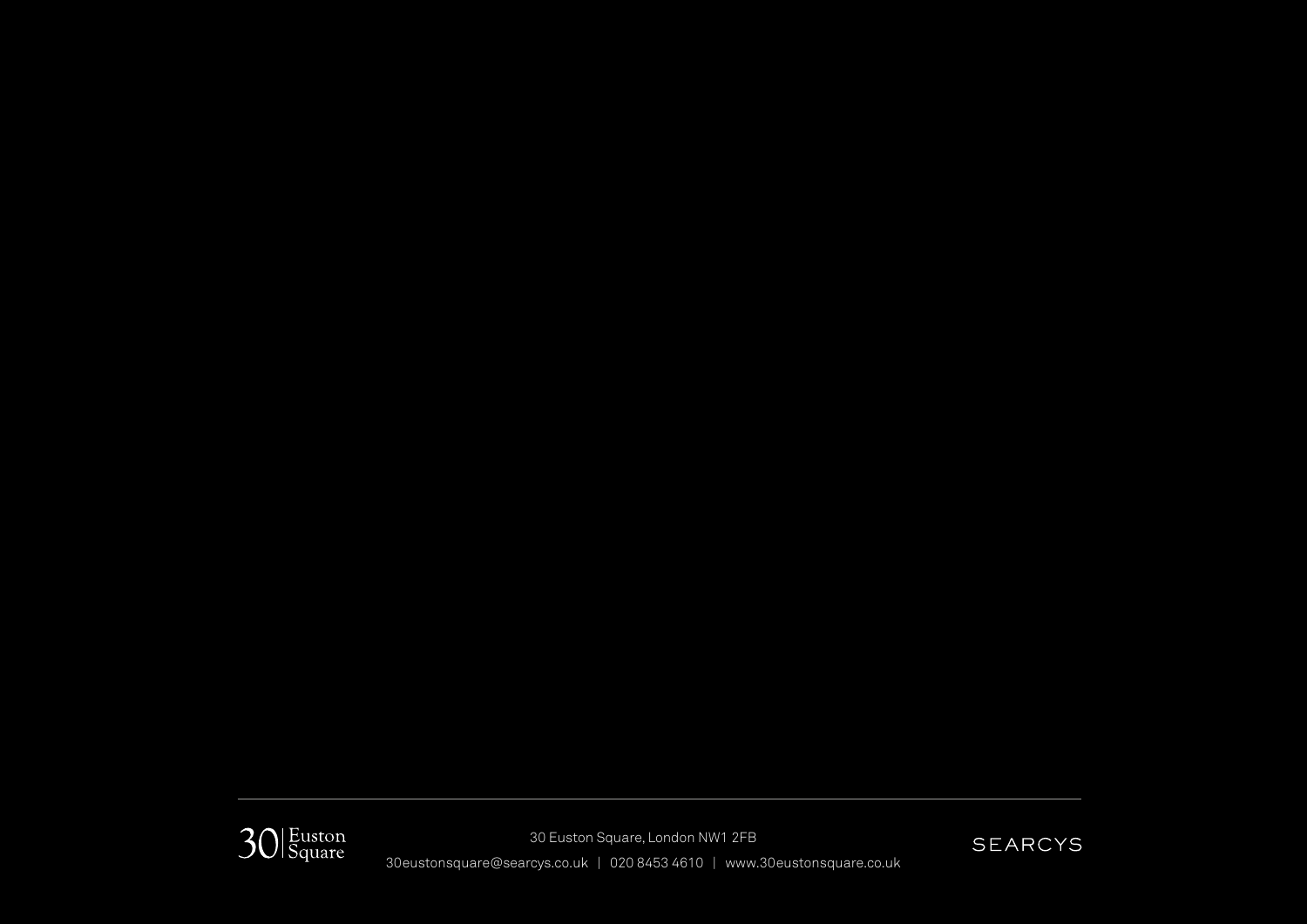30 | Euston Square

30 Euston Square, London NW1 2FB

30eustonsquare@searcys.co.uk | 020 8453 4610 | www.30eustonsquare.co.uk

SEARCYS